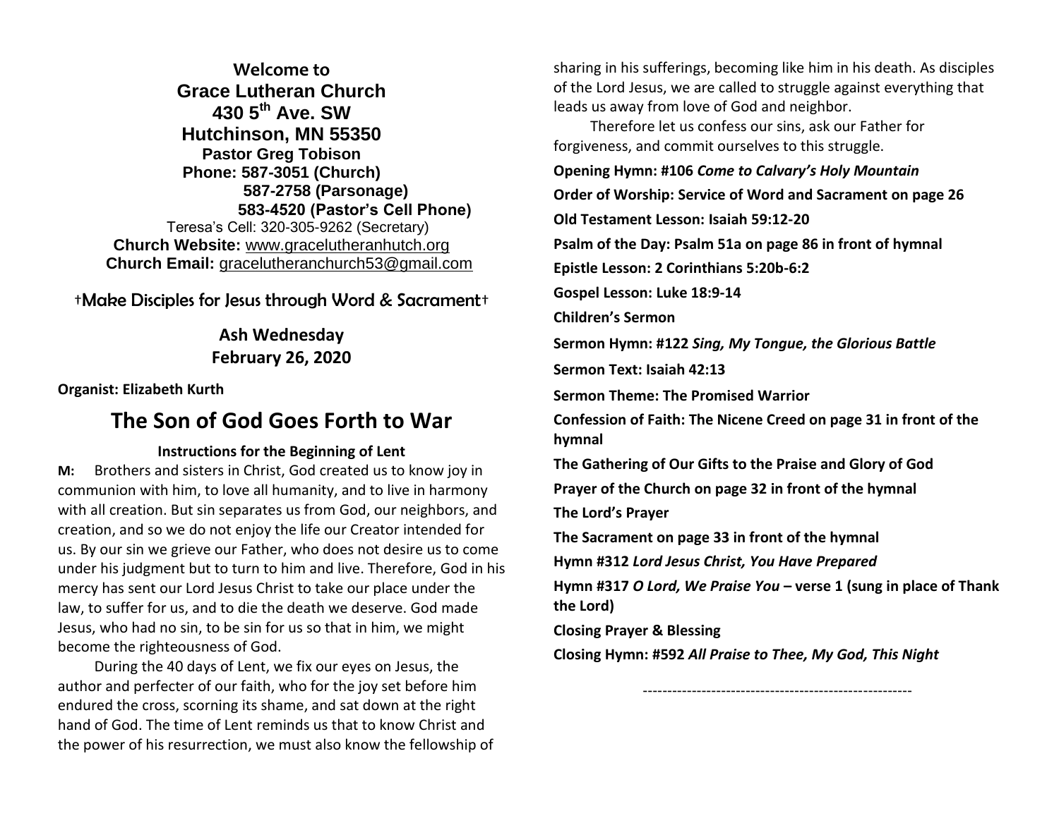**Welcome to**

# Grace Lutheran Church

**430 5th Ave. SW**
**Hutchinson, MN 55350**
**Pastor Greg Tobison**
**Phone: 587-3051 (Church)**
**587-2758 (Parsonage)**
**583-4520 (Pastor's Cell Phone)**
Teresa's Cell: 320-305-9262 (Secretary)
**Church Website:** www.gracelutheranhutch.org
**Church Email:** gracelutheranchurch53@gmail.com

†Make Disciples for Jesus through Word & Sacrament†

**Ash Wednesday**
**February 26, 2020**

**Organist: Elizabeth Kurth**

## The Son of God Goes Forth to War

### Instructions for the Beginning of Lent

**M:** Brothers and sisters in Christ, God created us to know joy in communion with him, to love all humanity, and to live in harmony with all creation. But sin separates us from God, our neighbors, and creation, and so we do not enjoy the life our Creator intended for us. By our sin we grieve our Father, who does not desire us to come under his judgment but to turn to him and live. Therefore, God in his mercy has sent our Lord Jesus Christ to take our place under the law, to suffer for us, and to die the death we deserve. God made Jesus, who had no sin, to be sin for us so that in him, we might become the righteousness of God.

During the 40 days of Lent, we fix our eyes on Jesus, the author and perfecter of our faith, who for the joy set before him endured the cross, scorning its shame, and sat down at the right hand of God. The time of Lent reminds us that to know Christ and the power of his resurrection, we must also know the fellowship of sharing in his sufferings, becoming like him in his death. As disciples of the Lord Jesus, we are called to struggle against everything that leads us away from love of God and neighbor.

Therefore let us confess our sins, ask our Father for forgiveness, and commit ourselves to this struggle.

**Opening Hymn: #106 *Come to Calvary's Holy Mountain***

**Order of Worship: Service of Word and Sacrament on page 26**

**Old Testament Lesson: Isaiah 59:12-20**

**Psalm of the Day: Psalm 51a on page 86 in front of hymnal**

**Epistle Lesson: 2 Corinthians 5:20b-6:2**

**Gospel Lesson: Luke 18:9-14**

**Children's Sermon**

**Sermon Hymn: #122 *Sing, My Tongue, the Glorious Battle***

**Sermon Text: Isaiah 42:13**

**Sermon Theme: The Promised Warrior**

**Confession of Faith: The Nicene Creed on page 31 in front of the hymnal**

**The Gathering of Our Gifts to the Praise and Glory of God**

**Prayer of the Church on page 32 in front of the hymnal**

**The Lord's Prayer**

**The Sacrament on page 33 in front of the hymnal**

**Hymn #312 *Lord Jesus Christ, You Have Prepared***

**Hymn #317 *O Lord, We Praise You* – verse 1 (sung in place of Thank the Lord)**

**Closing Prayer & Blessing**

**Closing Hymn: #592 *All Praise to Thee, My God, This Night***

---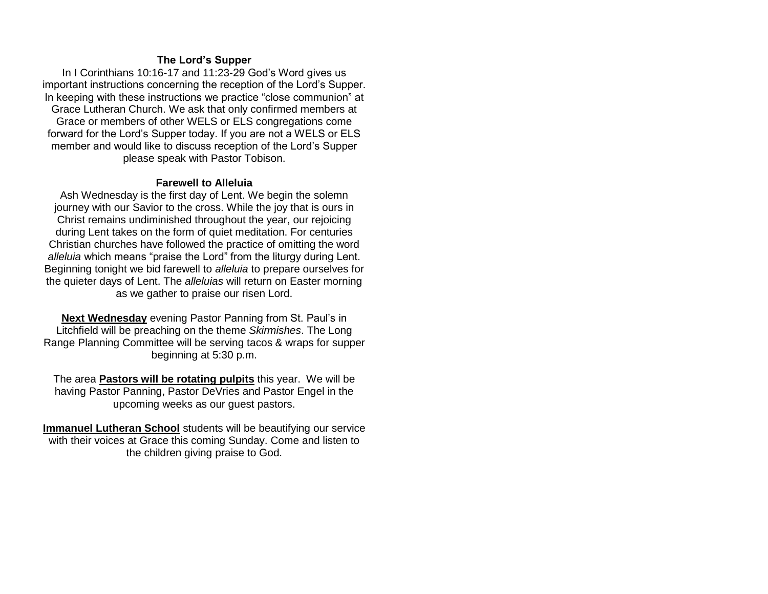### The Lord's Supper

In I Corinthians 10:16-17 and 11:23-29 God's Word gives us important instructions concerning the reception of the Lord's Supper. In keeping with these instructions we practice "close communion" at Grace Lutheran Church. We ask that only confirmed members at Grace or members of other WELS or ELS congregations come forward for the Lord's Supper today. If you are not a WELS or ELS member and would like to discuss reception of the Lord's Supper please speak with Pastor Tobison.

### Farewell to Alleluia

Ash Wednesday is the first day of Lent. We begin the solemn journey with our Savior to the cross. While the joy that is ours in Christ remains undiminished throughout the year, our rejoicing during Lent takes on the form of quiet meditation. For centuries Christian churches have followed the practice of omitting the word *alleluia* which means "praise the Lord" from the liturgy during Lent. Beginning tonight we bid farewell to *alleluia* to prepare ourselves for the quieter days of Lent. The *alleluias* will return on Easter morning as we gather to praise our risen Lord.

**Next Wednesday** evening Pastor Panning from St. Paul's in Litchfield will be preaching on the theme *Skirmishes*. The Long Range Planning Committee will be serving tacos & wraps for supper beginning at 5:30 p.m.

The area **Pastors will be rotating pulpits** this year. We will be having Pastor Panning, Pastor DeVries and Pastor Engel in the upcoming weeks as our guest pastors.

**Immanuel Lutheran School** students will be beautifying our service with their voices at Grace this coming Sunday. Come and listen to the children giving praise to God.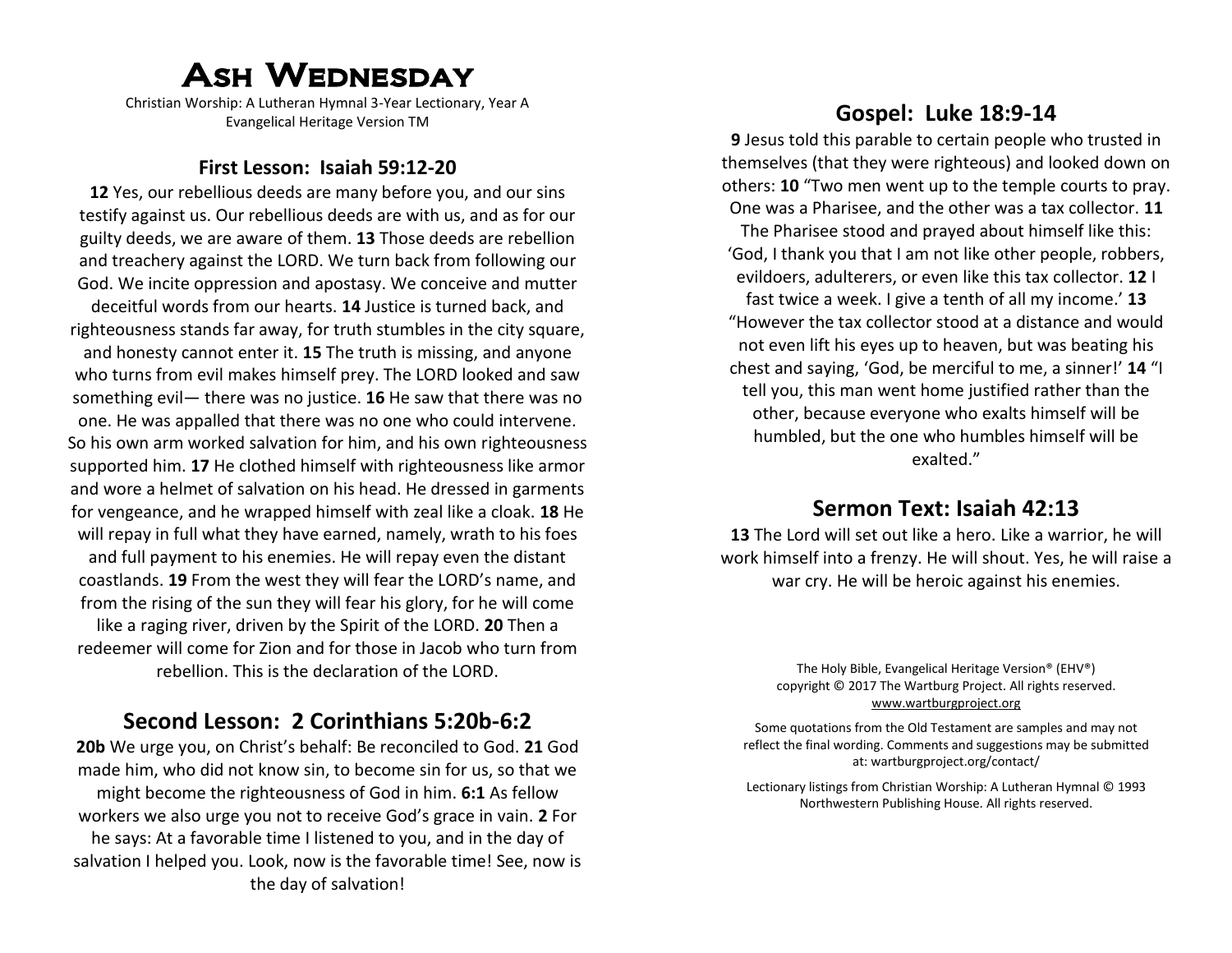# Ash Wednesday

Christian Worship: A Lutheran Hymnal 3-Year Lectionary, Year A
Evangelical Heritage Version TM

## First Lesson: Isaiah 59:12-20

**12** Yes, our rebellious deeds are many before you, and our sins testify against us. Our rebellious deeds are with us, and as for our guilty deeds, we are aware of them. **13** Those deeds are rebellion and treachery against the LORD. We turn back from following our God. We incite oppression and apostasy. We conceive and mutter deceitful words from our hearts. **14** Justice is turned back, and righteousness stands far away, for truth stumbles in the city square, and honesty cannot enter it. **15** The truth is missing, and anyone who turns from evil makes himself prey. The LORD looked and saw something evil— there was no justice. **16** He saw that there was no one. He was appalled that there was no one who could intervene. So his own arm worked salvation for him, and his own righteousness supported him. **17** He clothed himself with righteousness like armor and wore a helmet of salvation on his head. He dressed in garments for vengeance, and he wrapped himself with zeal like a cloak. **18** He will repay in full what they have earned, namely, wrath to his foes and full payment to his enemies. He will repay even the distant coastlands. **19** From the west they will fear the LORD's name, and from the rising of the sun they will fear his glory, for he will come like a raging river, driven by the Spirit of the LORD. **20** Then a redeemer will come for Zion and for those in Jacob who turn from rebellion. This is the declaration of the LORD.

## Second Lesson: 2 Corinthians 5:20b-6:2

**20b** We urge you, on Christ's behalf: Be reconciled to God. **21** God made him, who did not know sin, to become sin for us, so that we might become the righteousness of God in him. **6:1** As fellow workers we also urge you not to receive God's grace in vain. **2** For he says: At a favorable time I listened to you, and in the day of salvation I helped you. Look, now is the favorable time! See, now is the day of salvation!

## Gospel: Luke 18:9-14

**9** Jesus told this parable to certain people who trusted in themselves (that they were righteous) and looked down on others: **10** "Two men went up to the temple courts to pray. One was a Pharisee, and the other was a tax collector. **11** The Pharisee stood and prayed about himself like this: 'God, I thank you that I am not like other people, robbers, evildoers, adulterers, or even like this tax collector. **12** I fast twice a week. I give a tenth of all my income.' **13** "However the tax collector stood at a distance and would not even lift his eyes up to heaven, but was beating his chest and saying, 'God, be merciful to me, a sinner!' **14** "I tell you, this man went home justified rather than the other, because everyone who exalts himself will be humbled, but the one who humbles himself will be exalted."

## Sermon Text: Isaiah 42:13

**13** The Lord will set out like a hero. Like a warrior, he will work himself into a frenzy. He will shout. Yes, he will raise a war cry. He will be heroic against his enemies.

The Holy Bible, Evangelical Heritage Version® (EHV®)
copyright © 2017 The Wartburg Project. All rights reserved.
www.wartburgproject.org

Some quotations from the Old Testament are samples and may not reflect the final wording. Comments and suggestions may be submitted at: wartburgproject.org/contact/

Lectionary listings from Christian Worship: A Lutheran Hymnal © 1993 Northwestern Publishing House. All rights reserved.